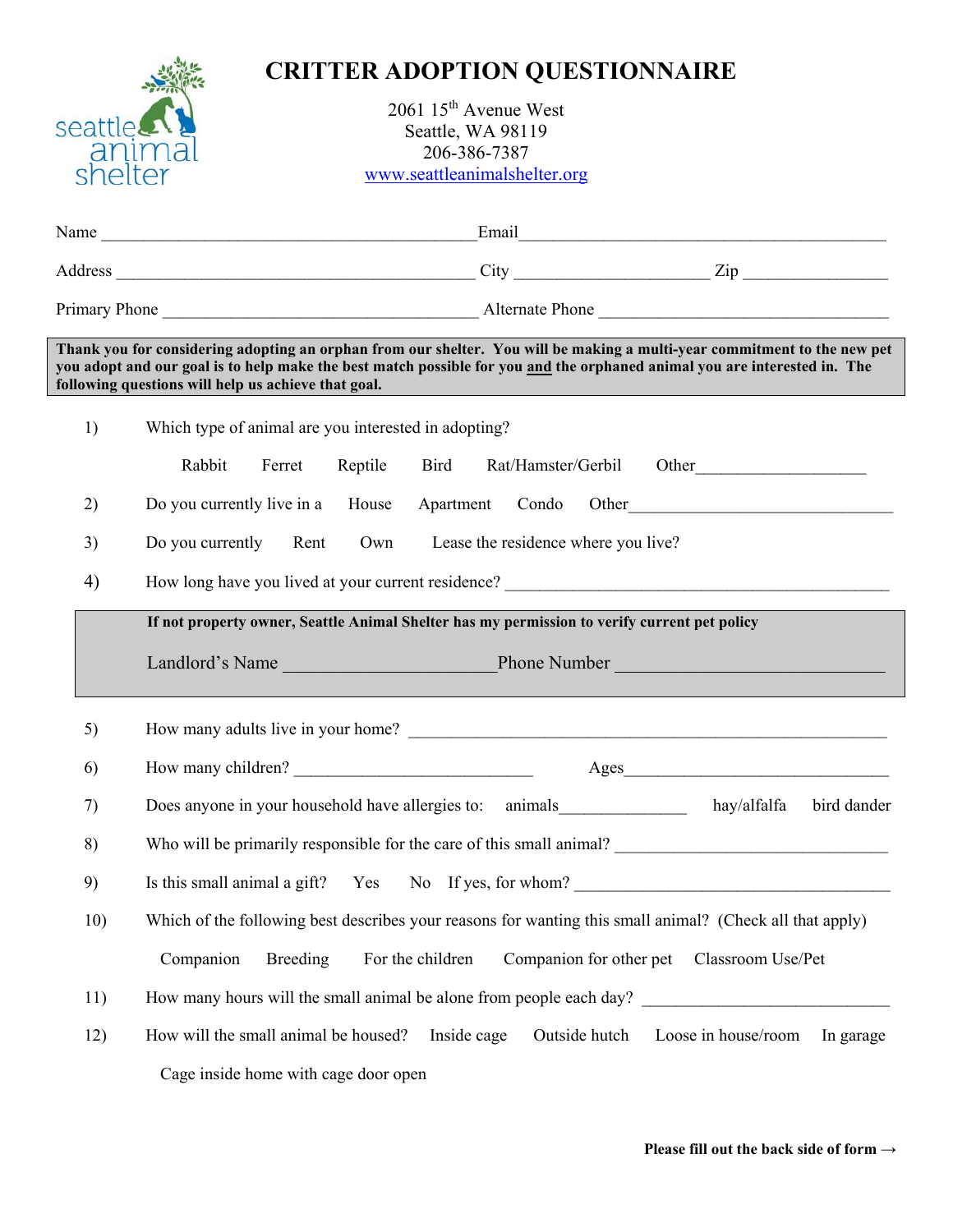# CRITTER ADOPTION QUESTIONNAIRE

2061 15th Avenue West
Seattle, WA 98119
206-386-7387
www.seattleanimalshelter.org

Name ____________________________________________ Email ____________________________________________

Address ________________________________________ City ______________________ Zip ________________

Primary Phone ____________________________________ Alternate Phone __________________________________

**Thank you for considering adopting an orphan from our shelter. You will be making a multi-year commitment to the new pet you adopt and our goal is to help make the best match possible for you and the orphaned animal you are interested in. The following questions will help us achieve that goal.**

1) Which type of animal are you interested in adopting?

   Rabbit Ferret Reptile Bird Rat/Hamster/Gerbil Other___________________

2) Do you currently live in a House Apartment Condo Other______________________________

3) Do you currently Rent Own Lease the residence where you live?

4) How long have you lived at your current residence? ____________________________________________

**If not property owner, Seattle Animal Shelter has my permission to verify current pet policy**

Landlord's Name _______________________ Phone Number ______________________________

5) How many adults live in your home? ________________________________________________________

6) How many children? ___________________________ Ages ______________________________

7) Does anyone in your household have allergies to: animals______________ hay/alfalfa bird dander

8) Who will be primarily responsible for the care of this small animal? ________________________________

9) Is this small animal a gift? Yes No If yes, for whom? ____________________________________

10) Which of the following best describes your reasons for wanting this small animal? (Check all that apply)

    Companion Breeding For the children Companion for other pet Classroom Use/Pet

11) How many hours will the small animal be alone from people each day? ____________________________

12) How will the small animal be housed? Inside cage Outside hutch Loose in house/room In garage

    Cage inside home with cage door open

**Please fill out the back side of form →**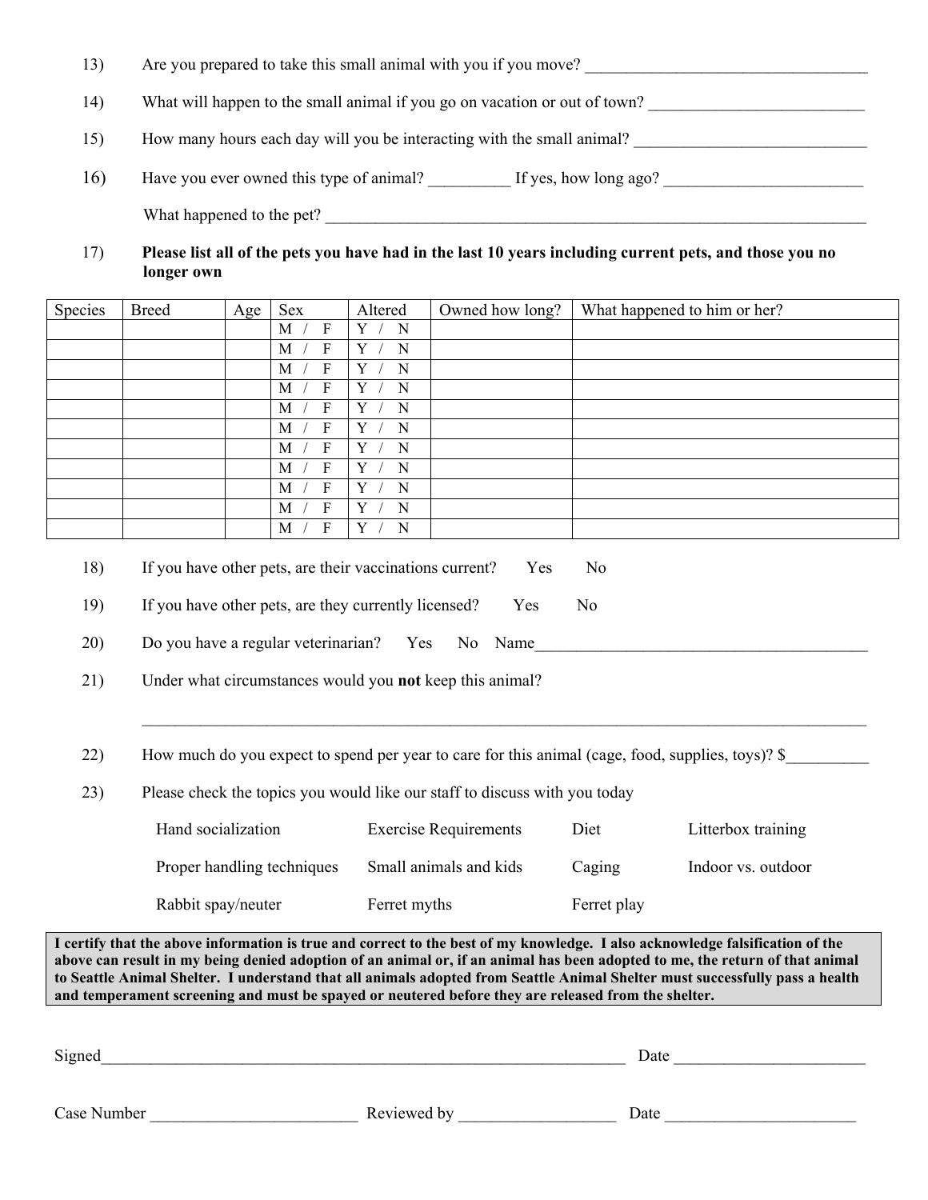13) Are you prepared to take this small animal with you if you move? ___________________________________

14) What will happen to the small animal if you go on vacation or out of town? __________________________

15) How many hours each day will you be interacting with the small animal? _____________________________

16) Have you ever owned this type of animal? __________ If yes, how long ago? _________________________

What happened to the pet? ______________________________________________________________________

17) **Please list all of the pets you have had in the last 10 years including current pets, and those you no longer own**

| Species | Breed | Age | Sex | Altered | Owned how long? | What happened to him or her? |
|---|---|---|---|---|---|---|
| | | | M / F | Y / N | | |
| | | | M / F | Y / N | | |
| | | | M / F | Y / N | | |
| | | | M / F | Y / N | | |
| | | | M / F | Y / N | | |
| | | | M / F | Y / N | | |
| | | | M / F | Y / N | | |
| | | | M / F | Y / N | | |
| | | | M / F | Y / N | | |
| | | | M / F | Y / N | | |
| | | | M / F | Y / N | | |

18) If you have other pets, are their vaccinations current? Yes No

19) If you have other pets, are they currently licensed? Yes No

20) Do you have a regular veterinarian? Yes No Name_____________________________________________

21) Under what circumstances would you **not** keep this animal?

_______________________________________________________________________________________________

22) How much do you expect to spend per year to care for this animal (cage, food, supplies, toys)? $__________

23) Please check the topics you would like our staff to discuss with you today

Hand socialization | Exercise Requirements | Diet | Litterbox training

Proper handling techniques | Small animals and kids | Caging | Indoor vs. outdoor

Rabbit spay/neuter | Ferret myths | Ferret play

**I certify that the above information is true and correct to the best of my knowledge. I also acknowledge falsification of the above can result in my being denied adoption of an animal or, if an animal has been adopted to me, the return of that animal to Seattle Animal Shelter. I understand that all animals adopted from Seattle Animal Shelter must successfully pass a health and temperament screening and must be spayed or neutered before they are released from the shelter.**

Signed___________________________________________________________________ Date ________________________

Case Number __________________________ Reviewed by ___________________ Date ________________________